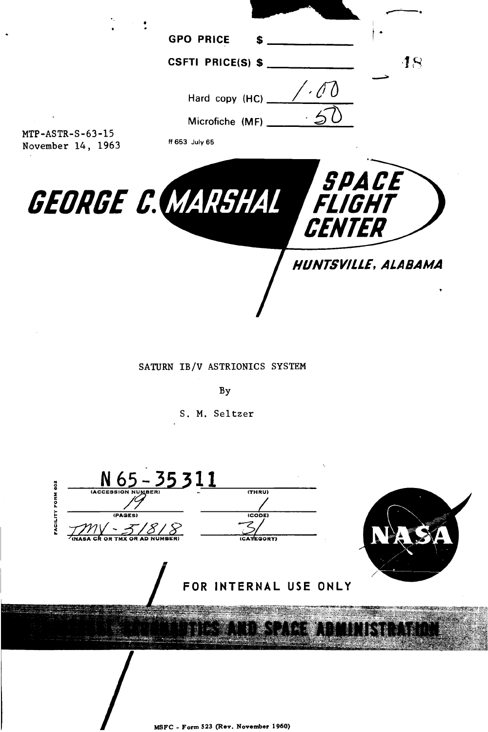GPO PRICE $ ______________

CSFTI PRICE(S) $ ______________

Hard copy (HC) 1.00

Microfiche (MF) .50

ff 653 July 65

MTP-ASTR-S-63-15
November 14, 1963

# GEORGE C. MARSHALL SPACE FLIGHT CENTER

*HUNTSVILLE, ALABAMA*

SATURN IB/V ASTRIONICS SYSTEM

By

S. M. Seltzer

| N65-35311 | |
|---|---|
| (ACCESSION NUMBER) | (THRU) |
| 19 | 1 |
| (PAGES) | (CODE) |
| TMX-51818 | 31 |
| (NASA CR OR TMX OR AD NUMBER) | (CATEGORY) |

FACILITY FORM 602

FOR INTERNAL USE ONLY

NATIONAL AERONAUTICS AND SPACE ADMINISTRATION

MSFC - Form 523 (Rev. November 1960)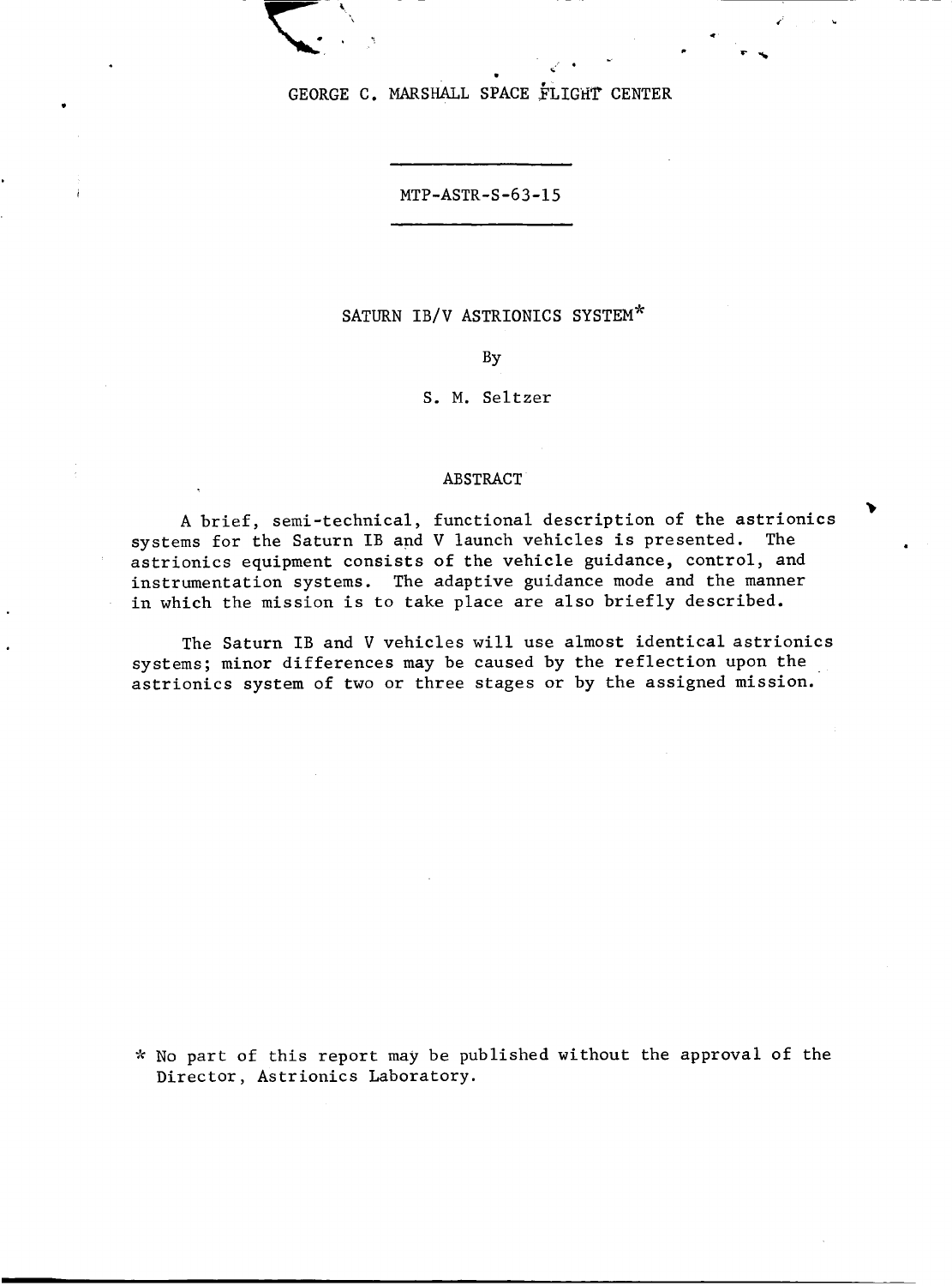GEORGE C. MARSHALL SPACE FLIGHT CENTER

MTP-ASTR-S-63-15

# SATURN IB/V ASTRIONICS SYSTEM*

By

S. M. Seltzer

## ABSTRACT

A brief, semi-technical, functional description of the astrionics systems for the Saturn IB and V launch vehicles is presented. The astrionics equipment consists of the vehicle guidance, control, and instrumentation systems. The adaptive guidance mode and the manner in which the mission is to take place are also briefly described.

The Saturn IB and V vehicles will use almost identical astrionics systems; minor differences may be caused by the reflection upon the astrionics system of two or three stages or by the assigned mission.

\* No part of this report may be published without the approval of the Director, Astrionics Laboratory.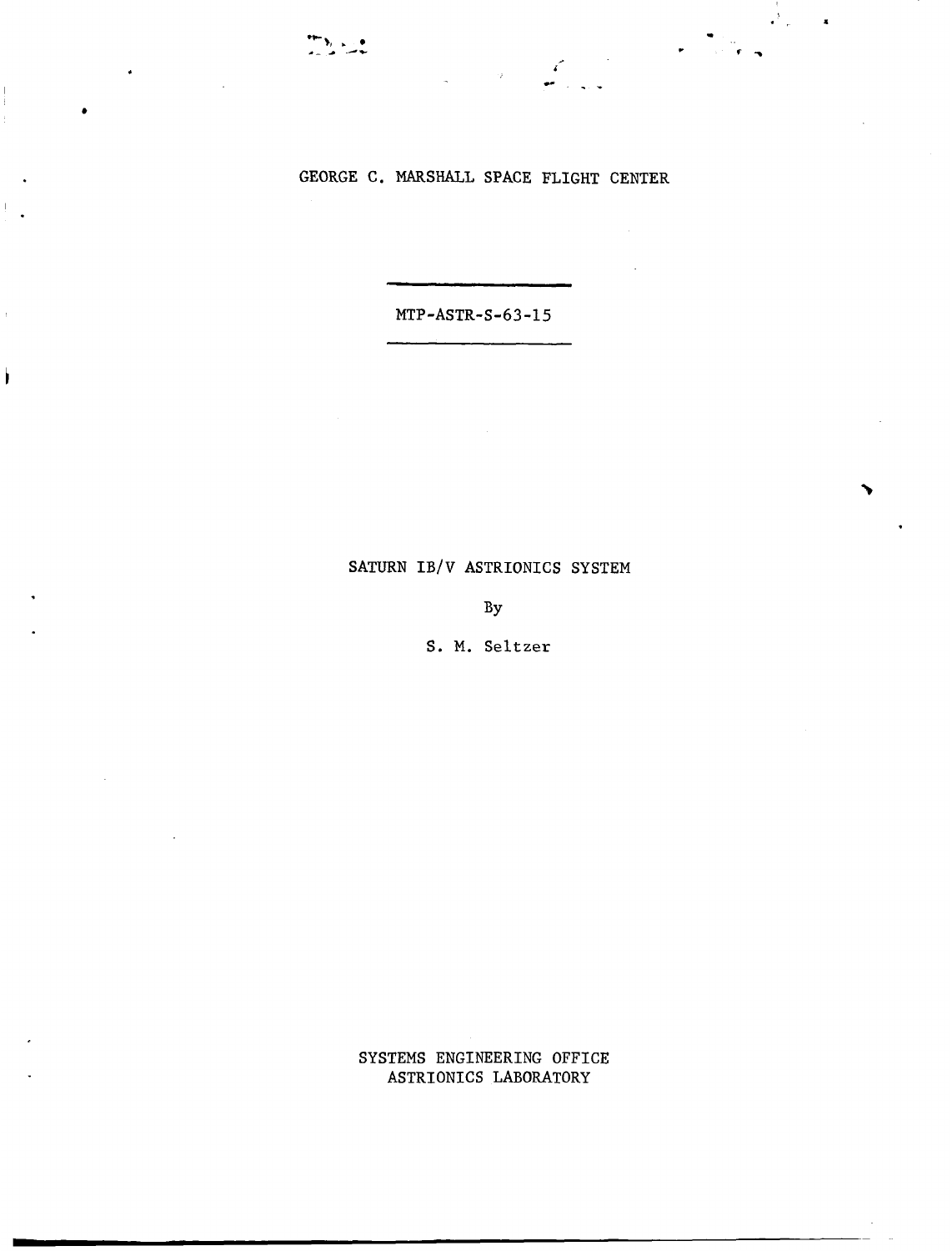GEORGE C. MARSHALL SPACE FLIGHT CENTER

MTP-ASTR-S-63-15

# SATURN IB/V ASTRIONICS SYSTEM

By

S. M. Seltzer

SYSTEMS ENGINEERING OFFICE
ASTRIONICS LABORATORY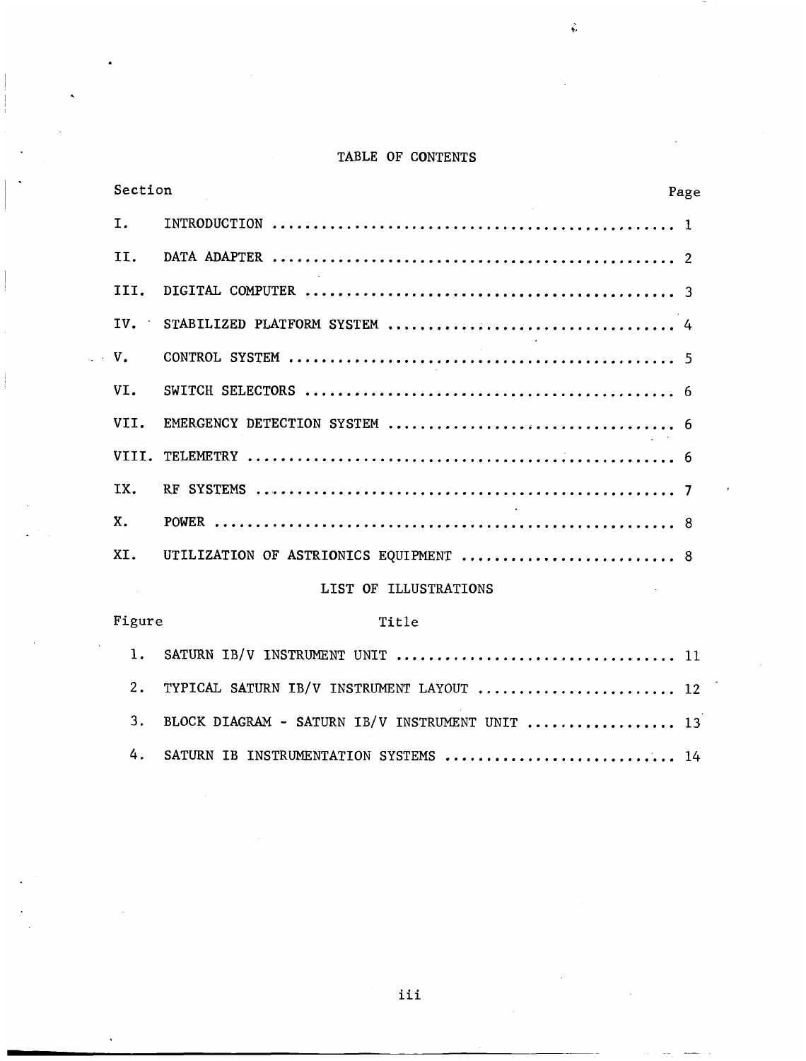# TABLE OF CONTENTS

| Section | | Page |
|---|---|---|
| I. | INTRODUCTION | 1 |
| II. | DATA ADAPTER | 2 |
| III. | DIGITAL COMPUTER | 3 |
| IV. | STABILIZED PLATFORM SYSTEM | 4 |
| V. | CONTROL SYSTEM | 5 |
| VI. | SWITCH SELECTORS | 6 |
| VII. | EMERGENCY DETECTION SYSTEM | 6 |
| VIII. | TELEMETRY | 6 |
| IX. | RF SYSTEMS | 7 |
| X. | POWER | 8 |
| XI. | UTILIZATION OF ASTRIONICS EQUIPMENT | 8 |

# LIST OF ILLUSTRATIONS

| Figure | Title | |
|---|---|---|
| 1. | SATURN IB/V INSTRUMENT UNIT | 11 |
| 2. | TYPICAL SATURN IB/V INSTRUMENT LAYOUT | 12 |
| 3. | BLOCK DIAGRAM - SATURN IB/V INSTRUMENT UNIT | 13 |
| 4. | SATURN IB INSTRUMENTATION SYSTEMS | 14 |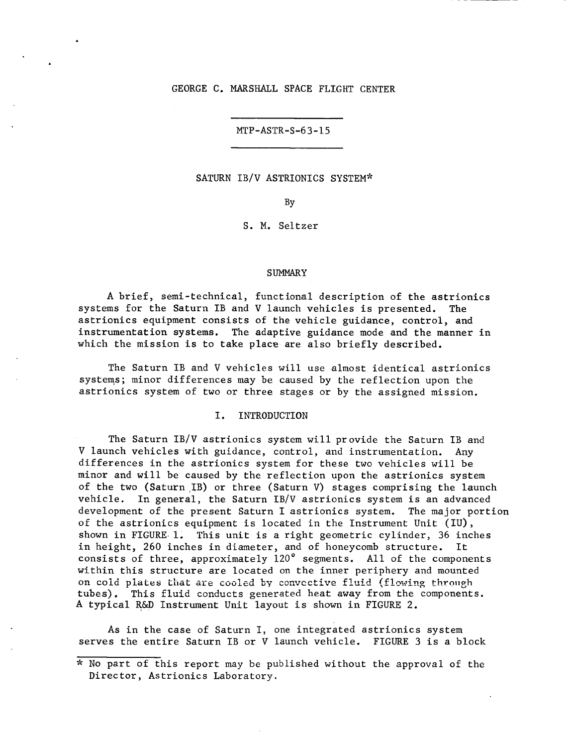GEORGE C. MARSHALL SPACE FLIGHT CENTER

MTP-ASTR-S-63-15

# SATURN IB/V ASTRIONICS SYSTEM*

By

S. M. Seltzer

## SUMMARY

A brief, semi-technical, functional description of the astrionics systems for the Saturn IB and V launch vehicles is presented. The astrionics equipment consists of the vehicle guidance, control, and instrumentation systems. The adaptive guidance mode and the manner in which the mission is to take place are also briefly described.

The Saturn IB and V vehicles will use almost identical astrionics systems; minor differences may be caused by the reflection upon the astrionics system of two or three stages or by the assigned mission.

## I. INTRODUCTION

The Saturn IB/V astrionics system will provide the Saturn IB and V launch vehicles with guidance, control, and instrumentation. Any differences in the astrionics system for these two vehicles will be minor and will be caused by the reflection upon the astrionics system of the two (Saturn IB) or three (Saturn V) stages comprising the launch vehicle. In general, the Saturn IB/V astrionics system is an advanced development of the present Saturn I astrionics system. The major portion of the astrionics equipment is located in the Instrument Unit (IU), shown in FIGURE 1. This unit is a right geometric cylinder, 36 inches in height, 260 inches in diameter, and of honeycomb structure. It consists of three, approximately 120° segments. All of the components within this structure are located on the inner periphery and mounted on cold plates that are cooled by convective fluid (flowing through tubes). This fluid conducts generated heat away from the components. A typical R&D Instrument Unit layout is shown in FIGURE 2.

As in the case of Saturn I, one integrated astrionics system serves the entire Saturn IB or V launch vehicle. FIGURE 3 is a block

* No part of this report may be published without the approval of the Director, Astrionics Laboratory.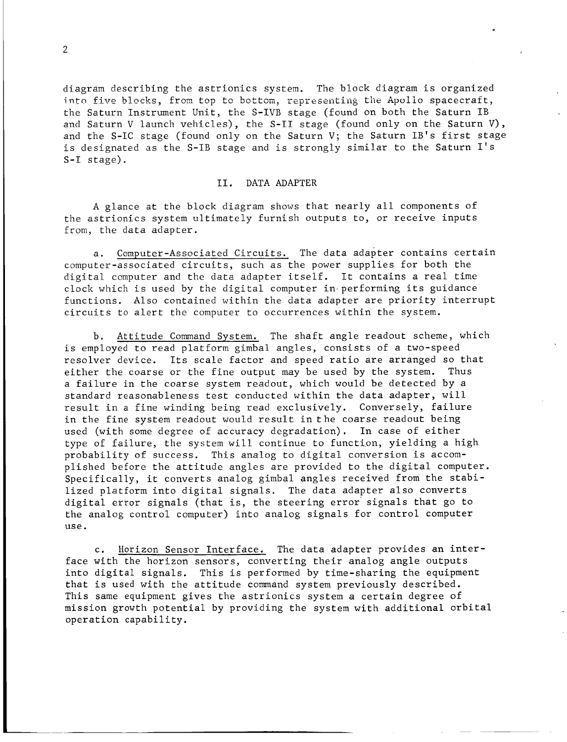diagram describing the astrionics system. The block diagram is organized into five blocks, from top to bottom, representing the Apollo spacecraft, the Saturn Instrument Unit, the S-IVB stage (found on both the Saturn IB and Saturn V launch vehicles), the S-II stage (found only on the Saturn V), and the S-IC stage (found only on the Saturn V; the Saturn IB's first stage is designated as the S-IB stage and is strongly similar to the Saturn I's S-I stage).

## II. DATA ADAPTER

A glance at the block diagram shows that nearly all components of the astrionics system ultimately furnish outputs to, or receive inputs from, the data adapter.

a. Computer-Associated Circuits. The data adapter contains certain computer-associated circuits, such as the power supplies for both the digital computer and the data adapter itself. It contains a real time clock which is used by the digital computer in performing its guidance functions. Also contained within the data adapter are priority interrupt circuits to alert the computer to occurrences within the system.

b. Attitude Command System. The shaft angle readout scheme, which is employed to read platform gimbal angles, consists of a two-speed resolver device. Its scale factor and speed ratio are arranged so that either the coarse or the fine output may be used by the system. Thus a failure in the coarse system readout, which would be detected by a standard reasonableness test conducted within the data adapter, will result in a fine winding being read exclusively. Conversely, failure in the fine system readout would result in the coarse readout being used (with some degree of accuracy degradation). In case of either type of failure, the system will continue to function, yielding a high probability of success. This analog to digital conversion is accomplished before the attitude angles are provided to the digital computer. Specifically, it converts analog gimbal angles received from the stabilized platform into digital signals. The data adapter also converts digital error signals (that is, the steering error signals that go to the analog control computer) into analog signals for control computer use.

c. Horizon Sensor Interface. The data adapter provides an interface with the horizon sensors, converting their analog angle outputs into digital signals. This is performed by time-sharing the equipment that is used with the attitude command system previously described. This same equipment gives the astrionics system a certain degree of mission growth potential by providing the system with additional orbital operation capability.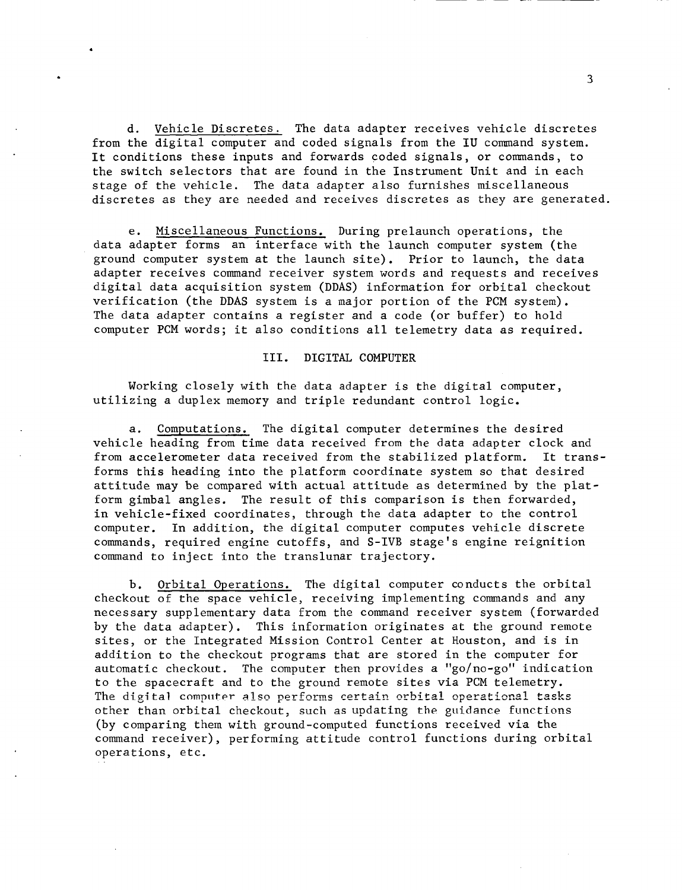d. <u>Vehicle Discretes.</u> The data adapter receives vehicle discretes from the digital computer and coded signals from the IU command system. It conditions these inputs and forwards coded signals, or commands, to the switch selectors that are found in the Instrument Unit and in each stage of the vehicle. The data adapter also furnishes miscellaneous discretes as they are needed and receives discretes as they are generated.

e. <u>Miscellaneous Functions.</u> During prelaunch operations, the data adapter forms an interface with the launch computer system (the ground computer system at the launch site). Prior to launch, the data adapter receives command receiver system words and requests and receives digital data acquisition system (DDAS) information for orbital checkout verification (the DDAS system is a major portion of the PCM system). The data adapter contains a register and a code (or buffer) to hold computer PCM words; it also conditions all telemetry data as required.

## III. DIGITAL COMPUTER

Working closely with the data adapter is the digital computer, utilizing a duplex memory and triple redundant control logic.

a. <u>Computations.</u> The digital computer determines the desired vehicle heading from time data received from the data adapter clock and from accelerometer data received from the stabilized platform. It transforms this heading into the platform coordinate system so that desired attitude may be compared with actual attitude as determined by the platform gimbal angles. The result of this comparison is then forwarded, in vehicle-fixed coordinates, through the data adapter to the control computer. In addition, the digital computer computes vehicle discrete commands, required engine cutoffs, and S-IVB stage's engine reignition command to inject into the translunar trajectory.

b. <u>Orbital Operations.</u> The digital computer conducts the orbital checkout of the space vehicle, receiving implementing commands and any necessary supplementary data from the command receiver system (forwarded by the data adapter). This information originates at the ground remote sites, or the Integrated Mission Control Center at Houston, and is in addition to the checkout programs that are stored in the computer for automatic checkout. The computer then provides a "go/no-go" indication to the spacecraft and to the ground remote sites via PCM telemetry. The digital computer also performs certain orbital operational tasks other than orbital checkout, such as updating the guidance functions (by comparing them with ground-computed functions received via the command receiver), performing attitude control functions during orbital operations, etc.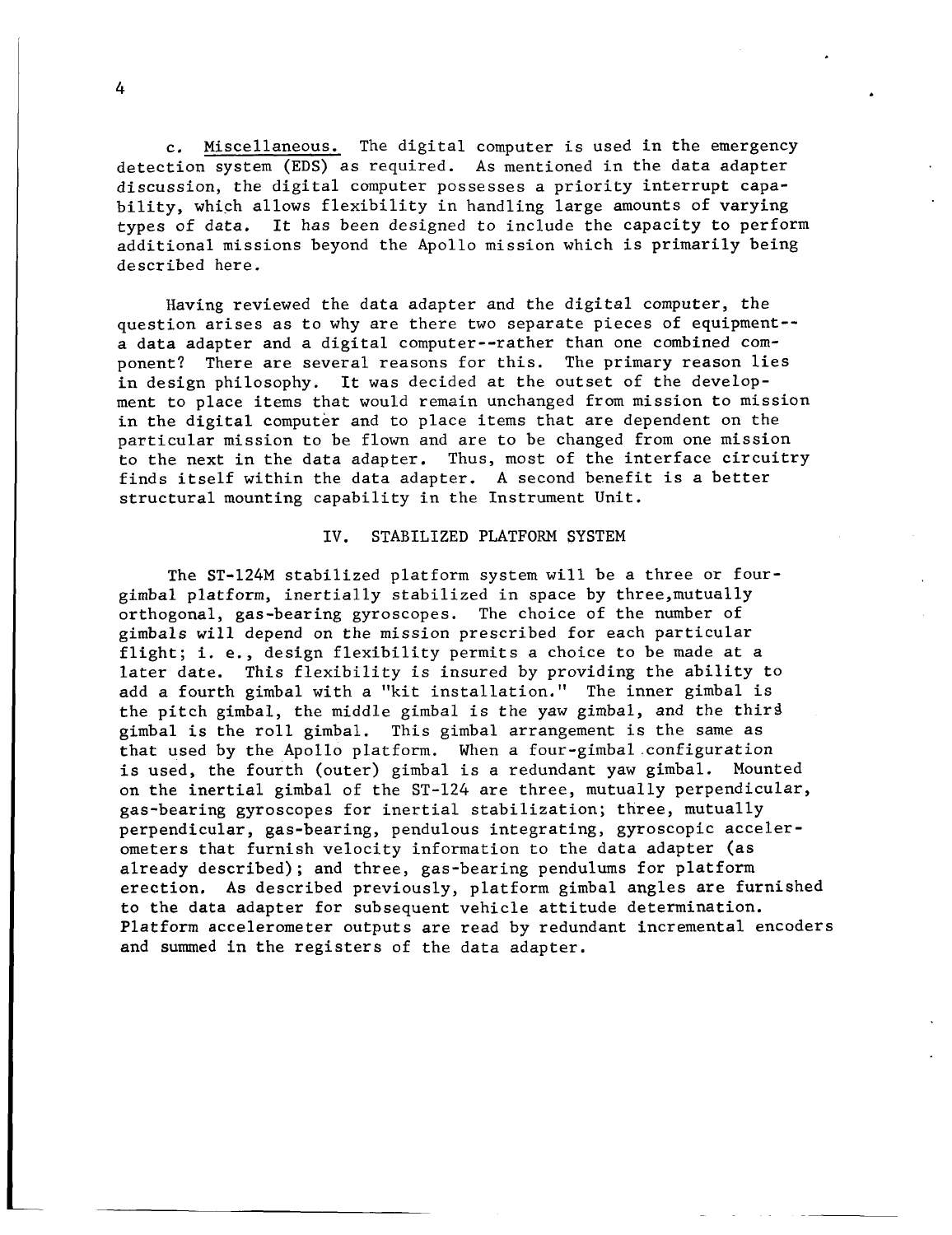c. Miscellaneous. The digital computer is used in the emergency detection system (EDS) as required. As mentioned in the data adapter discussion, the digital computer possesses a priority interrupt capability, which allows flexibility in handling large amounts of varying types of data. It has been designed to include the capacity to perform additional missions beyond the Apollo mission which is primarily being described here.

Having reviewed the data adapter and the digital computer, the question arises as to why are there two separate pieces of equipment--a data adapter and a digital computer--rather than one combined component? There are several reasons for this. The primary reason lies in design philosophy. It was decided at the outset of the development to place items that would remain unchanged from mission to mission in the digital computer and to place items that are dependent on the particular mission to be flown and are to be changed from one mission to the next in the data adapter. Thus, most of the interface circuitry finds itself within the data adapter. A second benefit is a better structural mounting capability in the Instrument Unit.

## IV. STABILIZED PLATFORM SYSTEM

The ST-124M stabilized platform system will be a three or four-gimbal platform, inertially stabilized in space by three, mutually orthogonal, gas-bearing gyroscopes. The choice of the number of gimbals will depend on the mission prescribed for each particular flight; i. e., design flexibility permits a choice to be made at a later date. This flexibility is insured by providing the ability to add a fourth gimbal with a "kit installation." The inner gimbal is the pitch gimbal, the middle gimbal is the yaw gimbal, and the third gimbal is the roll gimbal. This gimbal arrangement is the same as that used by the Apollo platform. When a four-gimbal configuration is used, the fourth (outer) gimbal is a redundant yaw gimbal. Mounted on the inertial gimbal of the ST-124 are three, mutually perpendicular, gas-bearing gyroscopes for inertial stabilization; three, mutually perpendicular, gas-bearing, pendulous integrating, gyroscopic accelerometers that furnish velocity information to the data adapter (as already described); and three, gas-bearing pendulums for platform erection. As described previously, platform gimbal angles are furnished to the data adapter for subsequent vehicle attitude determination. Platform accelerometer outputs are read by redundant incremental encoders and summed in the registers of the data adapter.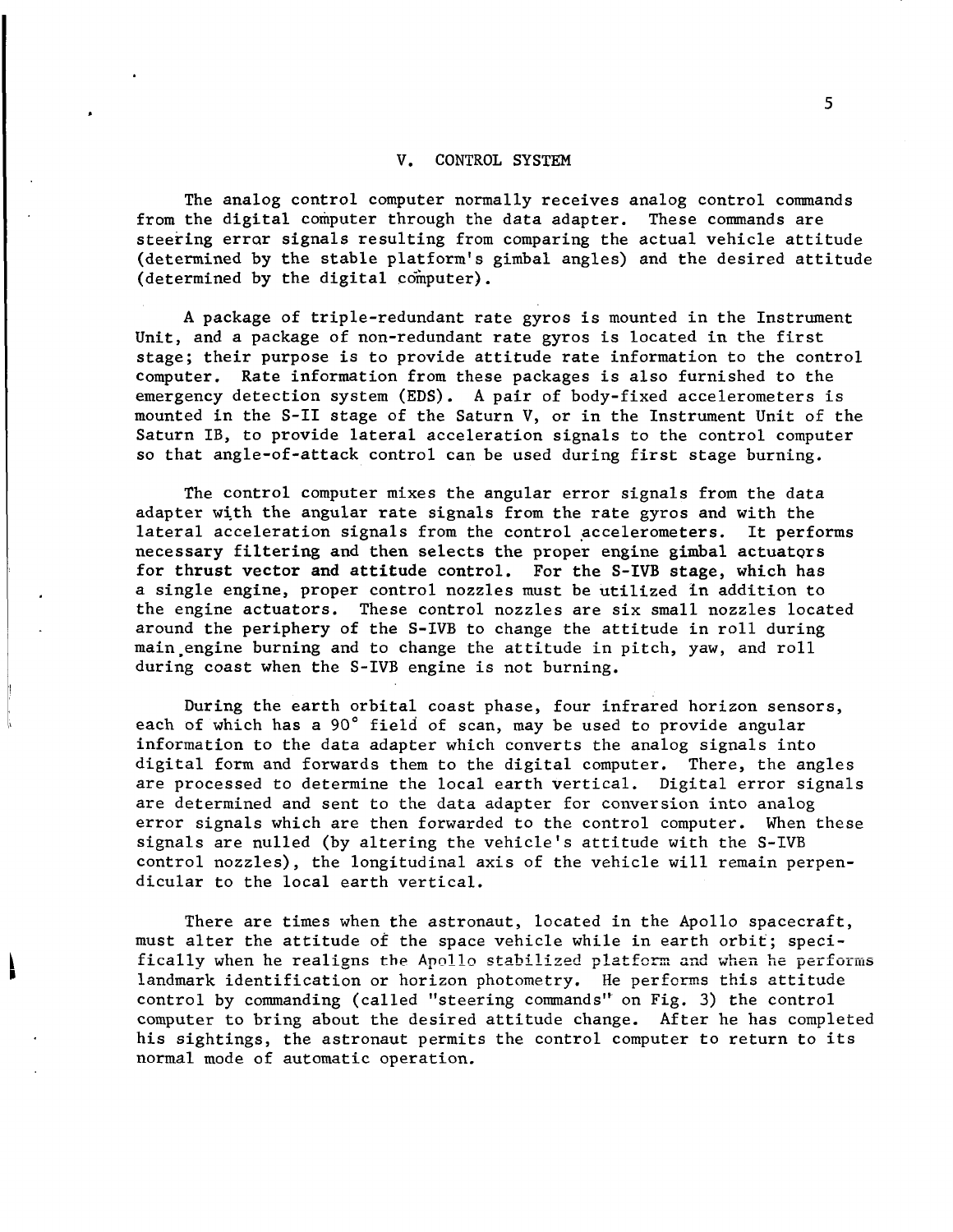## V. CONTROL SYSTEM

The analog control computer normally receives analog control commands from the digital computer through the data adapter. These commands are steering error signals resulting from comparing the actual vehicle attitude (determined by the stable platform's gimbal angles) and the desired attitude (determined by the digital computer).

A package of triple-redundant rate gyros is mounted in the Instrument Unit, and a package of non-redundant rate gyros is located in the first stage; their purpose is to provide attitude rate information to the control computer. Rate information from these packages is also furnished to the emergency detection system (EDS). A pair of body-fixed accelerometers is mounted in the S-II stage of the Saturn V, or in the Instrument Unit of the Saturn IB, to provide lateral acceleration signals to the control computer so that angle-of-attack control can be used during first stage burning.

The control computer mixes the angular error signals from the data adapter with the angular rate signals from the rate gyros and with the lateral acceleration signals from the control accelerometers. It performs necessary filtering and then selects the proper engine gimbal actuators for thrust vector and attitude control. For the S-IVB stage, which has a single engine, proper control nozzles must be utilized in addition to the engine actuators. These control nozzles are six small nozzles located around the periphery of the S-IVB to change the attitude in roll during main engine burning and to change the attitude in pitch, yaw, and roll during coast when the S-IVB engine is not burning.

During the earth orbital coast phase, four infrared horizon sensors, each of which has a 90° field of scan, may be used to provide angular information to the data adapter which converts the analog signals into digital form and forwards them to the digital computer. There, the angles are processed to determine the local earth vertical. Digital error signals are determined and sent to the data adapter for conversion into analog error signals which are then forwarded to the control computer. When these signals are nulled (by altering the vehicle's attitude with the S-IVB control nozzles), the longitudinal axis of the vehicle will remain perpendicular to the local earth vertical.

There are times when the astronaut, located in the Apollo spacecraft, must alter the attitude of the space vehicle while in earth orbit; specifically when he realigns the Apollo stabilized platform and when he performs landmark identification or horizon photometry. He performs this attitude control by commanding (called "steering commands" on Fig. 3) the control computer to bring about the desired attitude change. After he has completed his sightings, the astronaut permits the control computer to return to its normal mode of automatic operation.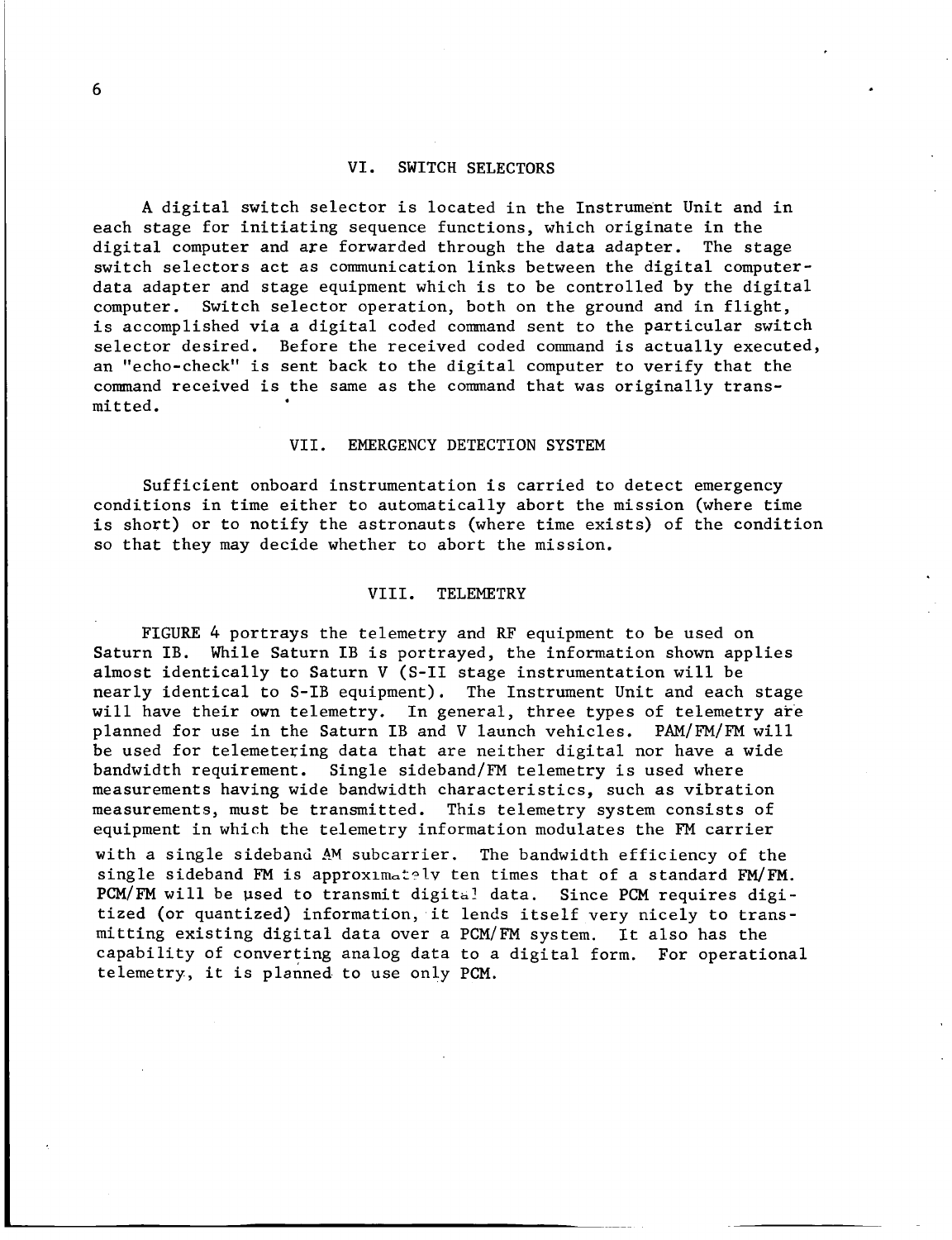## VI. SWITCH SELECTORS

A digital switch selector is located in the Instrument Unit and in each stage for initiating sequence functions, which originate in the digital computer and are forwarded through the data adapter. The stage switch selectors act as communication links between the digital computer-data adapter and stage equipment which is to be controlled by the digital computer. Switch selector operation, both on the ground and in flight, is accomplished via a digital coded command sent to the particular switch selector desired. Before the received coded command is actually executed, an "echo-check" is sent back to the digital computer to verify that the command received is the same as the command that was originally transmitted.

## VII. EMERGENCY DETECTION SYSTEM

Sufficient onboard instrumentation is carried to detect emergency conditions in time either to automatically abort the mission (where time is short) or to notify the astronauts (where time exists) of the condition so that they may decide whether to abort the mission.

## VIII. TELEMETRY

FIGURE 4 portrays the telemetry and RF equipment to be used on Saturn IB. While Saturn IB is portrayed, the information shown applies almost identically to Saturn V (S-II stage instrumentation will be nearly identical to S-IB equipment). The Instrument Unit and each stage will have their own telemetry. In general, three types of telemetry are planned for use in the Saturn IB and V launch vehicles. PAM/FM/FM will be used for telemetering data that are neither digital nor have a wide bandwidth requirement. Single sideband/FM telemetry is used where measurements having wide bandwidth characteristics, such as vibration measurements, must be transmitted. This telemetry system consists of equipment in which the telemetry information modulates the FM carrier with a single sideband AM subcarrier. The bandwidth efficiency of the single sideband FM is approximately ten times that of a standard FM/FM. PCM/FM will be used to transmit digital data. Since PCM requires digitized (or quantized) information, it lends itself very nicely to transmitting existing digital data over a PCM/FM system. It also has the capability of converting analog data to a digital form. For operational telemetry, it is planned to use only PCM.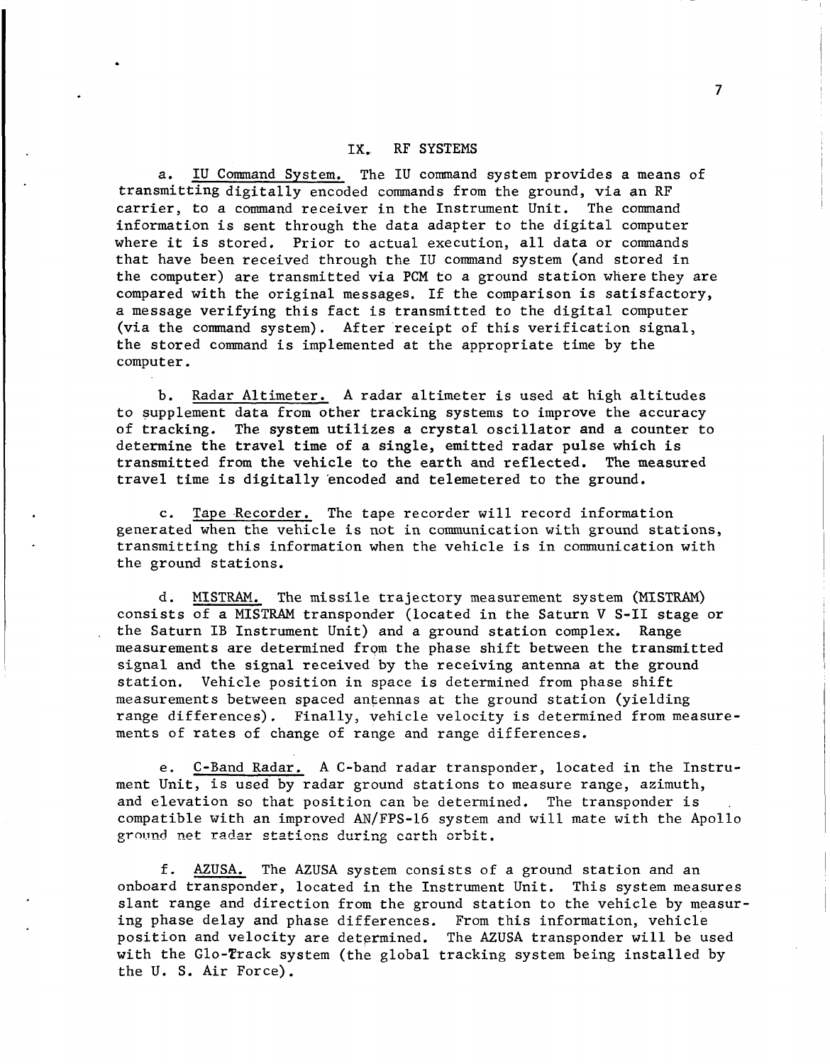## IX. RF SYSTEMS

a. IU Command System. The IU command system provides a means of transmitting digitally encoded commands from the ground, via an RF carrier, to a command receiver in the Instrument Unit. The command information is sent through the data adapter to the digital computer where it is stored. Prior to actual execution, all data or commands that have been received through the IU command system (and stored in the computer) are transmitted via PCM to a ground station where they are compared with the original messages. If the comparison is satisfactory, a message verifying this fact is transmitted to the digital computer (via the command system). After receipt of this verification signal, the stored command is implemented at the appropriate time by the computer.

b. Radar Altimeter. A radar altimeter is used at high altitudes to supplement data from other tracking systems to improve the accuracy of tracking. The system utilizes a crystal oscillator and a counter to determine the travel time of a single, emitted radar pulse which is transmitted from the vehicle to the earth and reflected. The measured travel time is digitally encoded and telemetered to the ground.

c. Tape Recorder. The tape recorder will record information generated when the vehicle is not in communication with ground stations, transmitting this information when the vehicle is in communication with the ground stations.

d. MISTRAM. The missile trajectory measurement system (MISTRAM) consists of a MISTRAM transponder (located in the Saturn V S-II stage or the Saturn IB Instrument Unit) and a ground station complex. Range measurements are determined from the phase shift between the transmitted signal and the signal received by the receiving antenna at the ground station. Vehicle position in space is determined from phase shift measurements between spaced antennas at the ground station (yielding range differences). Finally, vehicle velocity is determined from measurements of rates of change of range and range differences.

e. C-Band Radar. A C-band radar transponder, located in the Instrument Unit, is used by radar ground stations to measure range, azimuth, and elevation so that position can be determined. The transponder is compatible with an improved AN/FPS-16 system and will mate with the Apollo ground net radar stations during earth orbit.

f. AZUSA. The AZUSA system consists of a ground station and an onboard transponder, located in the Instrument Unit. This system measures slant range and direction from the ground station to the vehicle by measuring phase delay and phase differences. From this information, vehicle position and velocity are determined. The AZUSA transponder will be used with the Glo-Track system (the global tracking system being installed by the U. S. Air Force).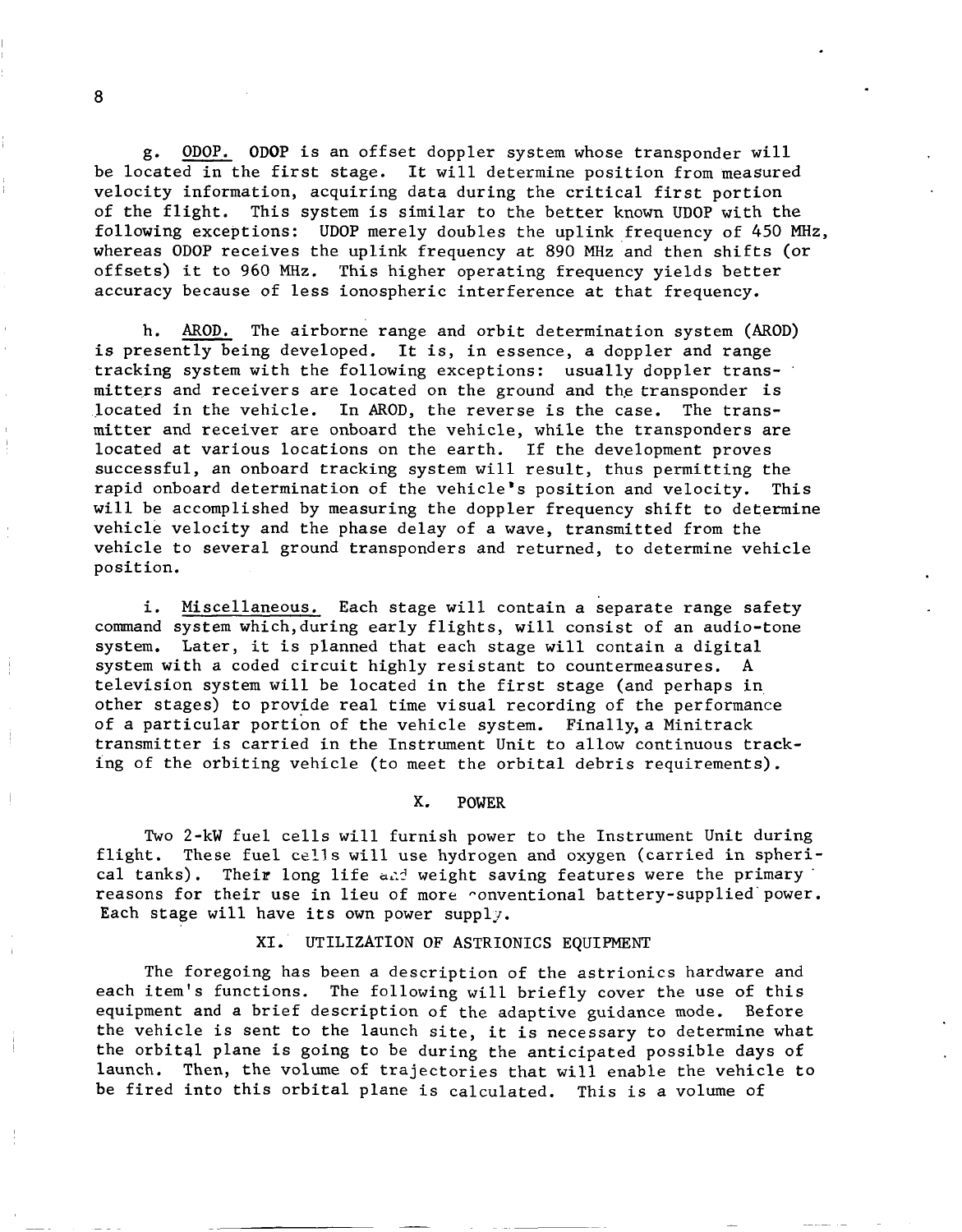g. ODOP. ODOP is an offset doppler system whose transponder will be located in the first stage. It will determine position from measured velocity information, acquiring data during the critical first portion of the flight. This system is similar to the better known UDOP with the following exceptions: UDOP merely doubles the uplink frequency of 450 MHz, whereas ODOP receives the uplink frequency at 890 MHz and then shifts (or offsets) it to 960 MHz. This higher operating frequency yields better accuracy because of less ionospheric interference at that frequency.

h. AROD. The airborne range and orbit determination system (AROD) is presently being developed. It is, in essence, a doppler and range tracking system with the following exceptions: usually doppler transmitters and receivers are located on the ground and the transponder is located in the vehicle. In AROD, the reverse is the case. The transmitter and receiver are onboard the vehicle, while the transponders are located at various locations on the earth. If the development proves successful, an onboard tracking system will result, thus permitting the rapid onboard determination of the vehicle's position and velocity. This will be accomplished by measuring the doppler frequency shift to determine vehicle velocity and the phase delay of a wave, transmitted from the vehicle to several ground transponders and returned, to determine vehicle position.

i. Miscellaneous. Each stage will contain a separate range safety command system which, during early flights, will consist of an audio-tone system. Later, it is planned that each stage will contain a digital system with a coded circuit highly resistant to countermeasures. A television system will be located in the first stage (and perhaps in other stages) to provide real time visual recording of the performance of a particular portion of the vehicle system. Finally, a Minitrack transmitter is carried in the Instrument Unit to allow continuous tracking of the orbiting vehicle (to meet the orbital debris requirements).

## X. POWER

Two 2-kW fuel cells will furnish power to the Instrument Unit during flight. These fuel cells will use hydrogen and oxygen (carried in spherical tanks). Their long life and weight saving features were the primary reasons for their use in lieu of more conventional battery-supplied power. Each stage will have its own power supply.

## XI. UTILIZATION OF ASTRIONICS EQUIPMENT

The foregoing has been a description of the astrionics hardware and each item's functions. The following will briefly cover the use of this equipment and a brief description of the adaptive guidance mode. Before the vehicle is sent to the launch site, it is necessary to determine what the orbital plane is going to be during the anticipated possible days of launch. Then, the volume of trajectories that will enable the vehicle to be fired into this orbital plane is calculated. This is a volume of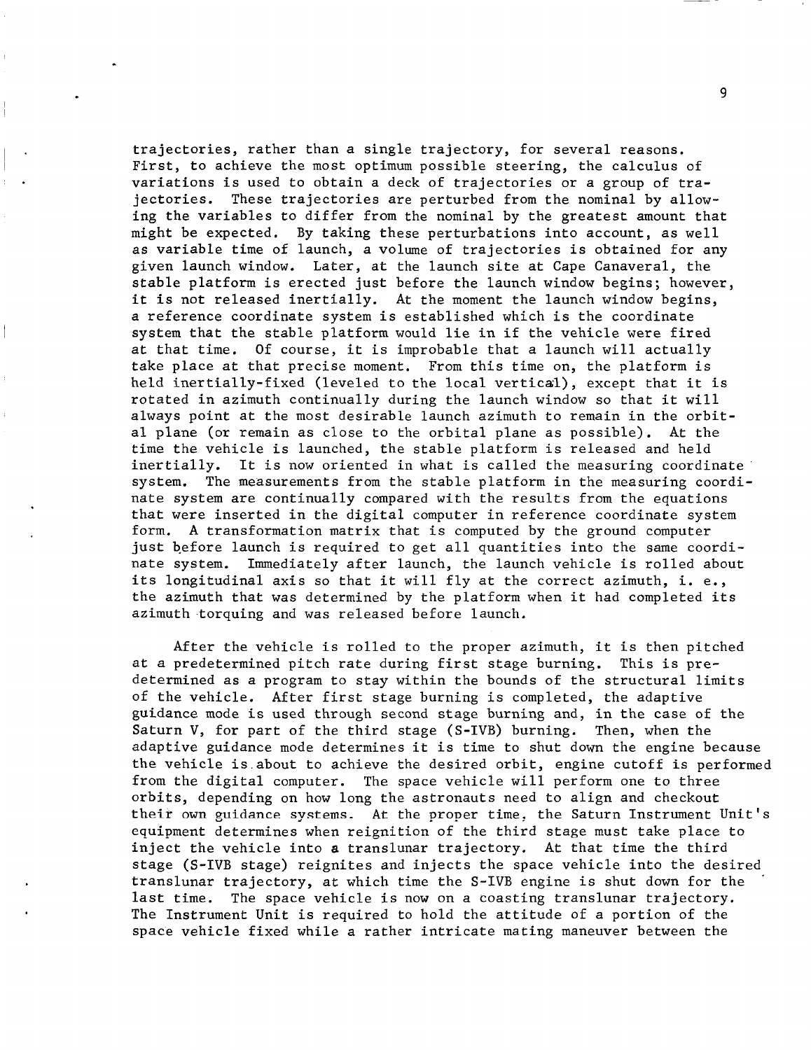trajectories, rather than a single trajectory, for several reasons. First, to achieve the most optimum possible steering, the calculus of variations is used to obtain a deck of trajectories or a group of trajectories. These trajectories are perturbed from the nominal by allowing the variables to differ from the nominal by the greatest amount that might be expected. By taking these perturbations into account, as well as variable time of launch, a volume of trajectories is obtained for any given launch window. Later, at the launch site at Cape Canaveral, the stable platform is erected just before the launch window begins; however, it is not released inertially. At the moment the launch window begins, a reference coordinate system is established which is the coordinate system that the stable platform would lie in if the vehicle were fired at that time. Of course, it is improbable that a launch will actually take place at that precise moment. From this time on, the platform is held inertially-fixed (leveled to the local vertical), except that it is rotated in azimuth continually during the launch window so that it will always point at the most desirable launch azimuth to remain in the orbital plane (or remain as close to the orbital plane as possible). At the time the vehicle is launched, the stable platform is released and held inertially. It is now oriented in what is called the measuring coordinate system. The measurements from the stable platform in the measuring coordinate system are continually compared with the results from the equations that were inserted in the digital computer in reference coordinate system form. A transformation matrix that is computed by the ground computer just before launch is required to get all quantities into the same coordinate system. Immediately after launch, the launch vehicle is rolled about its longitudinal axis so that it will fly at the correct azimuth, i. e., the azimuth that was determined by the platform when it had completed its azimuth torquing and was released before launch.

After the vehicle is rolled to the proper azimuth, it is then pitched at a predetermined pitch rate during first stage burning. This is predetermined as a program to stay within the bounds of the structural limits of the vehicle. After first stage burning is completed, the adaptive guidance mode is used through second stage burning and, in the case of the Saturn V, for part of the third stage (S-IVB) burning. Then, when the adaptive guidance mode determines it is time to shut down the engine because the vehicle is about to achieve the desired orbit, engine cutoff is performed from the digital computer. The space vehicle will perform one to three orbits, depending on how long the astronauts need to align and checkout their own guidance systems. At the proper time, the Saturn Instrument Unit's equipment determines when reignition of the third stage must take place to inject the vehicle into a translunar trajectory. At that time the third stage (S-IVB stage) reignites and injects the space vehicle into the desired translunar trajectory, at which time the S-IVB engine is shut down for the last time. The space vehicle is now on a coasting translunar trajectory. The Instrument Unit is required to hold the attitude of a portion of the space vehicle fixed while a rather intricate mating maneuver between the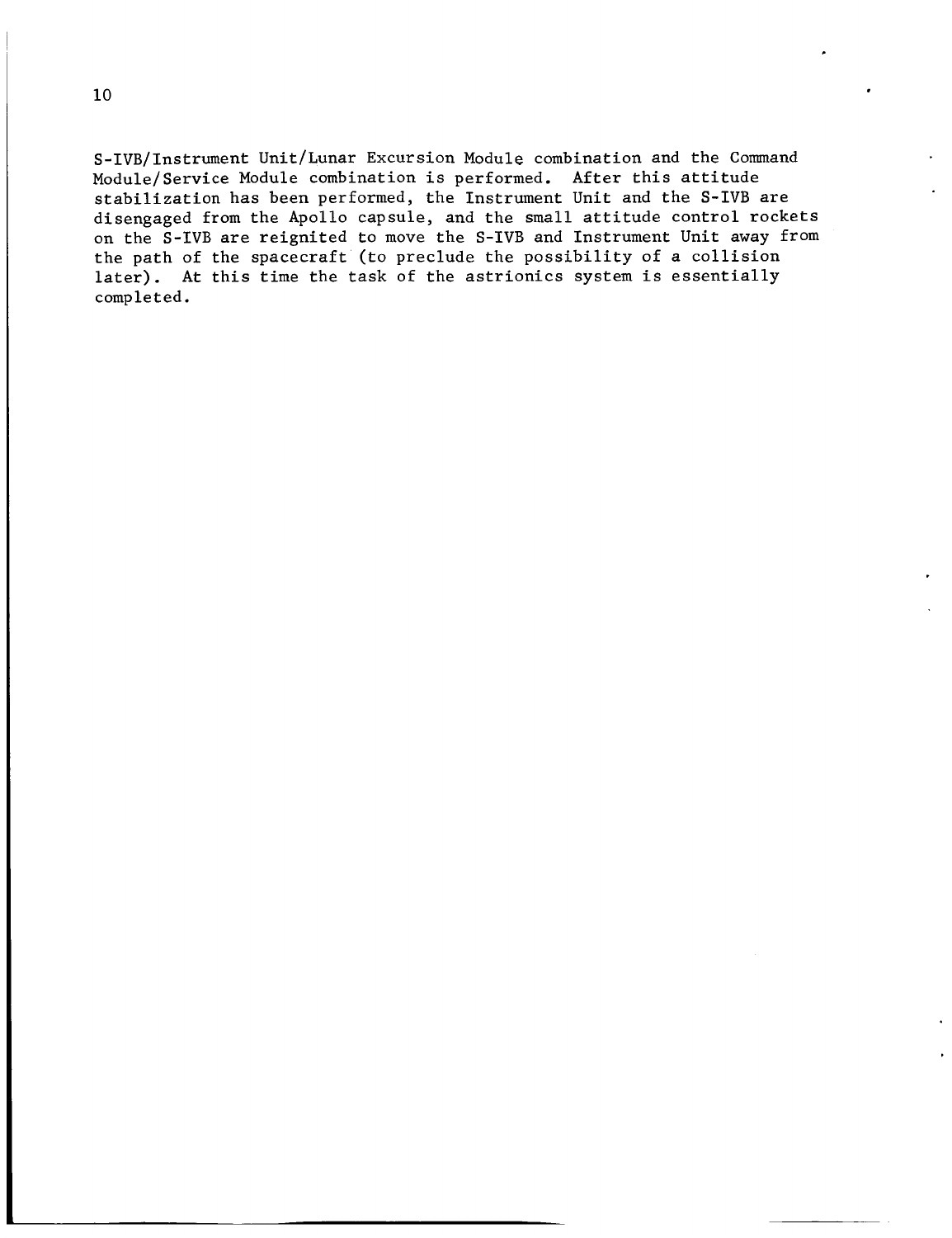S-IVB/Instrument Unit/Lunar Excursion Module combination and the Command Module/Service Module combination is performed. After this attitude stabilization has been performed, the Instrument Unit and the S-IVB are disengaged from the Apollo capsule, and the small attitude control rockets on the S-IVB are reignited to move the S-IVB and Instrument Unit away from the path of the spacecraft (to preclude the possibility of a collision later). At this time the task of the astrionics system is essentially completed.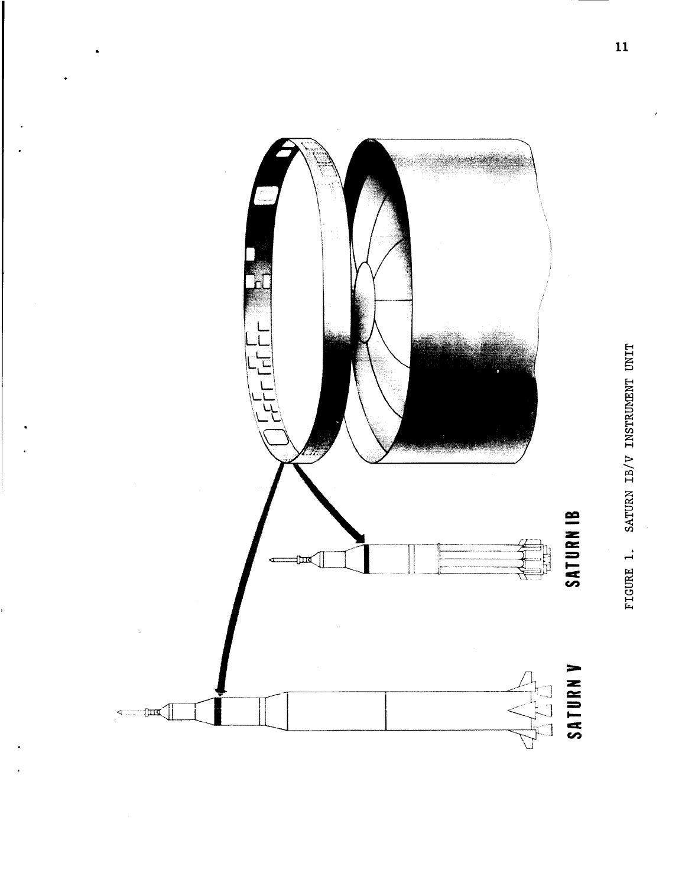SATURN V

SATURN IB

FIGURE 1. SATURN IB/V INSTRUMENT UNIT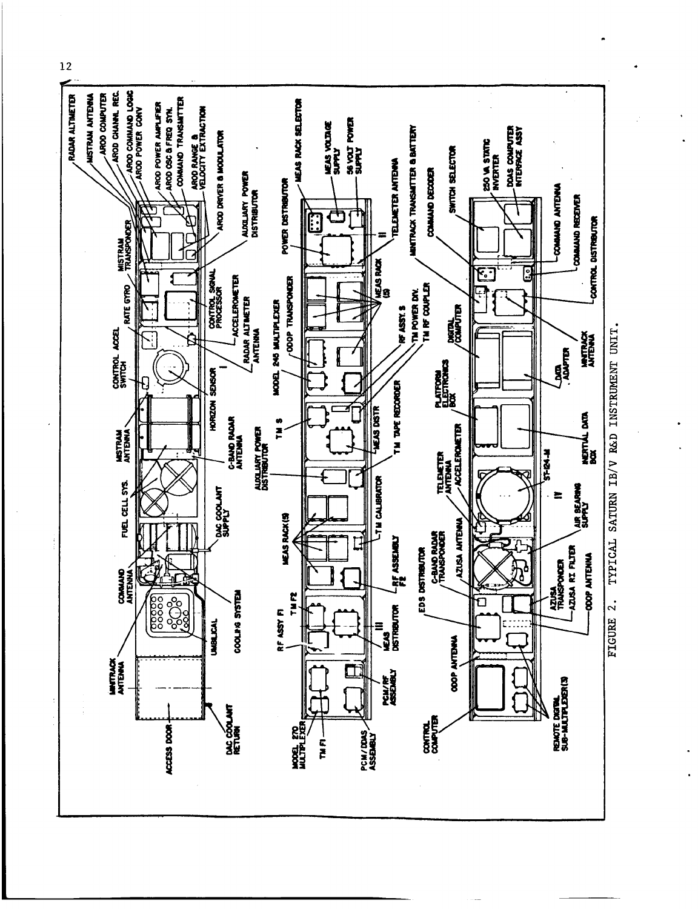FIGURE 2. TYPICAL SATURN IB/V R&D INSTRUMENT UNIT.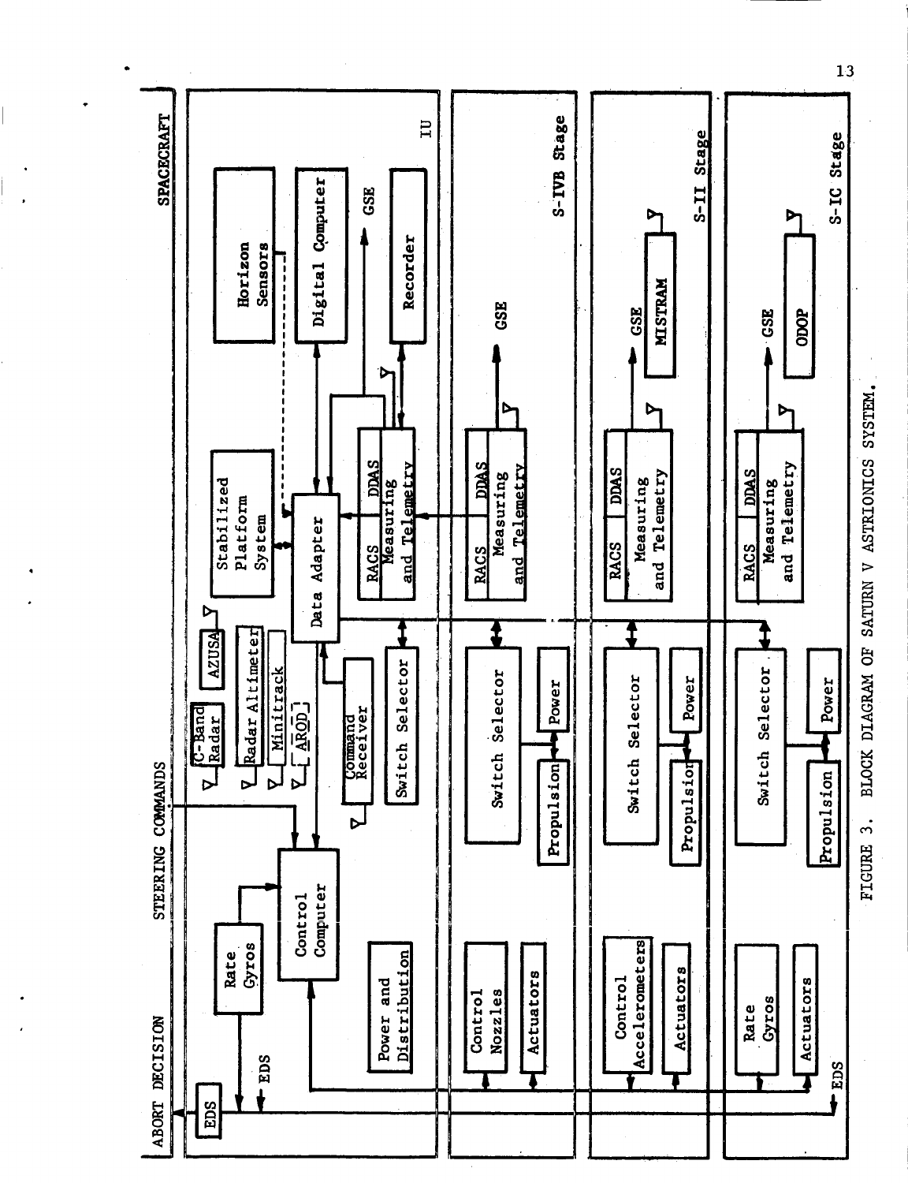FIGURE 3. BLOCK DIAGRAM OF SATURN V ASTRIONICS SYSTEM.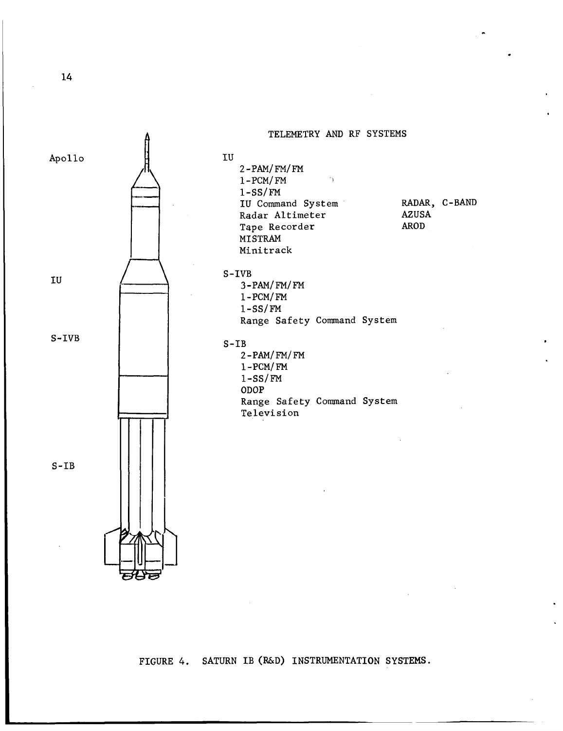Apollo

IU

S-IVB

S-IB

TELEMETRY AND RF SYSTEMS

IU

- 2-PAM/FM/FM
- 1-PCM/FM
- 1-SS/FM
- IU Command System
- Radar Altimeter
- Tape Recorder
- MISTRAM
- Minitrack

RADAR, C-BAND
AZUSA
AROD

S-IVB

- 3-PAM/FM/FM
- 1-PCM/FM
- 1-SS/FM
- Range Safety Command System

S-IB

- 2-PAM/FM/FM
- 1-PCM/FM
- 1-SS/FM
- ODOP
- Range Safety Command System
- Television

FIGURE 4. SATURN IB (R&D) INSTRUMENTATION SYSTEMS.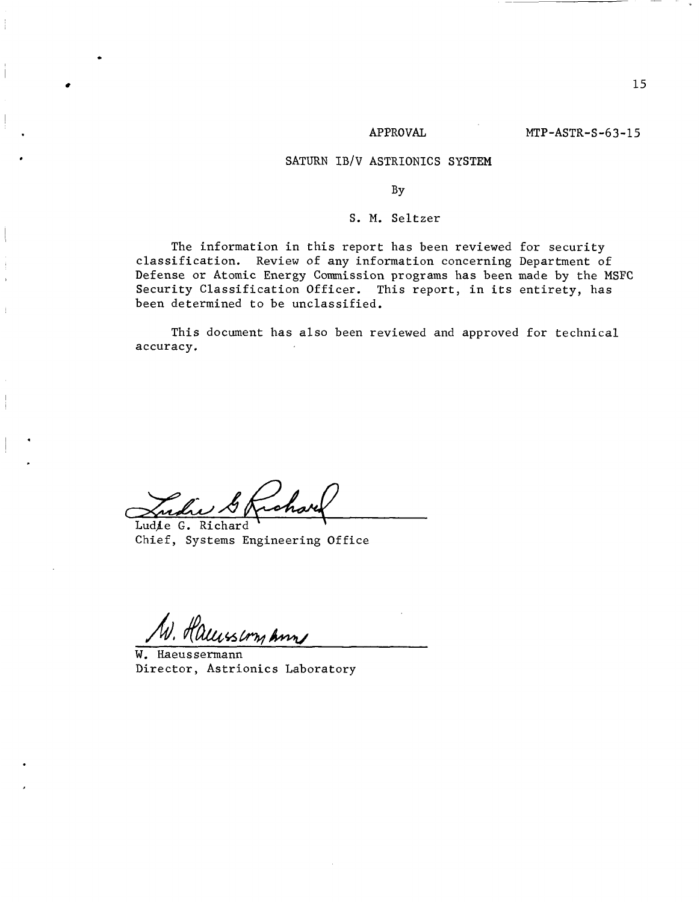APPROVAL MTP-ASTR-S-63-15

SATURN IB/V ASTRIONICS SYSTEM

By

S. M. Seltzer

The information in this report has been reviewed for security classification. Review of any information concerning Department of Defense or Atomic Energy Commission programs has been made by the MSFC Security Classification Officer. This report, in its entirety, has been determined to be unclassified.

This document has also been reviewed and approved for technical accuracy.

Ludie G. Richard
Chief, Systems Engineering Office

W. Haeussermann
Director, Astrionics Laboratory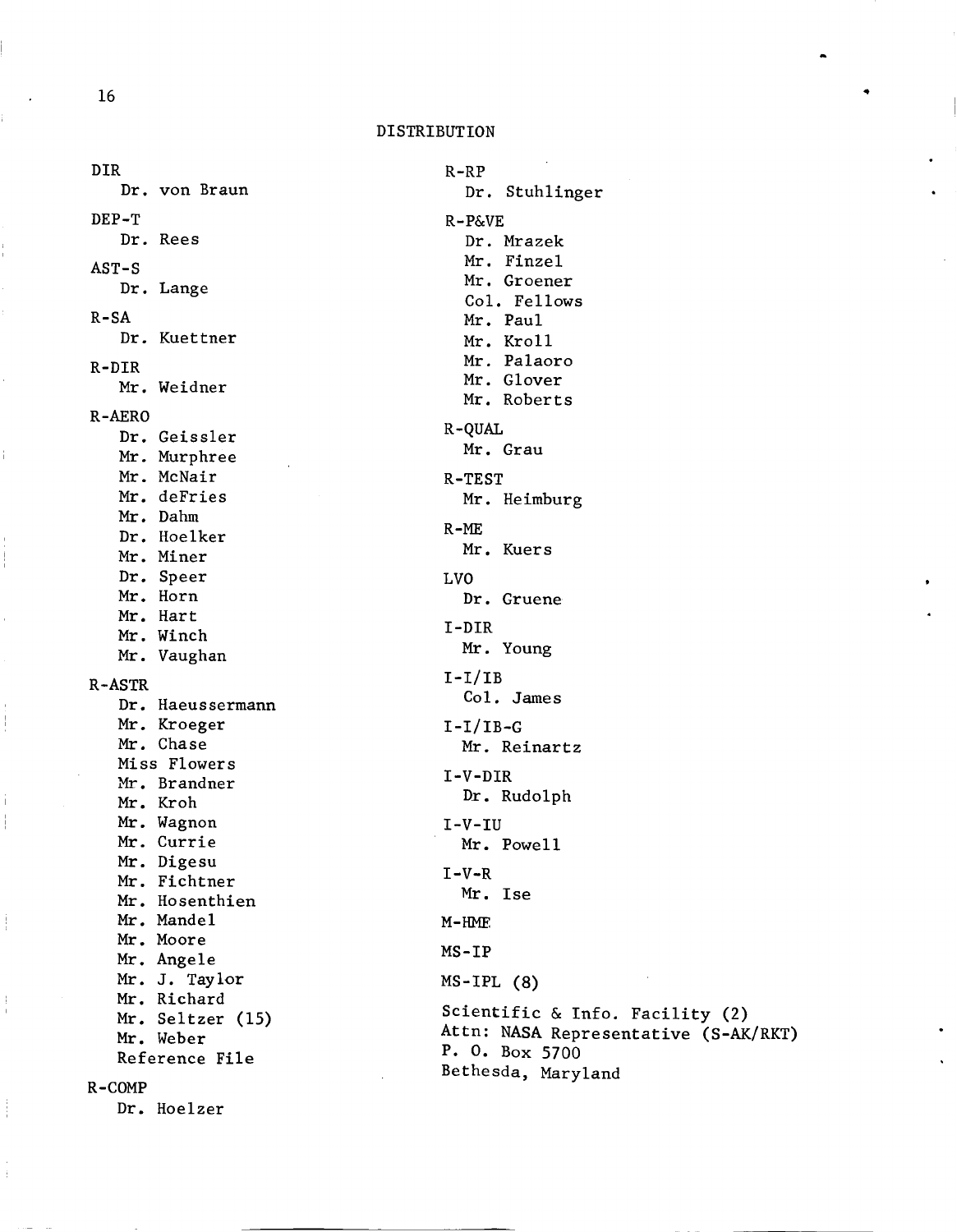# DISTRIBUTION

DIR
- Dr. von Braun

DEP-T
- Dr. Rees

AST-S
- Dr. Lange

R-SA
- Dr. Kuettner

R-DIR
- Mr. Weidner

R-AERO
- Dr. Geissler
- Mr. Murphree
- Mr. McNair
- Mr. deFries
- Mr. Dahm
- Dr. Hoelker
- Mr. Miner
- Dr. Speer
- Mr. Horn
- Mr. Hart
- Mr. Winch
- Mr. Vaughan

R-ASTR
- Dr. Haeussermann
- Mr. Kroeger
- Mr. Chase
- Miss Flowers
- Mr. Brandner
- Mr. Kroh
- Mr. Wagnon
- Mr. Currie
- Mr. Digesu
- Mr. Fichtner
- Mr. Hosenthien
- Mr. Mandel
- Mr. Moore
- Mr. Angele
- Mr. J. Taylor
- Mr. Richard
- Mr. Seltzer (15)
- Mr. Weber
- Reference File

R-COMP
- Dr. Hoelzer

R-RP
- Dr. Stuhlinger

R-P&VE
- Dr. Mrazek
- Mr. Finzel
- Mr. Groener
- Col. Fellows
- Mr. Paul
- Mr. Kroll
- Mr. Palaoro
- Mr. Glover
- Mr. Roberts

R-QUAL
- Mr. Grau

R-TEST
- Mr. Heimburg

R-ME
- Mr. Kuers

LVO
- Dr. Gruene

I-DIR
- Mr. Young

I-I/IB
- Col. James

I-I/IB-G
- Mr. Reinartz

I-V-DIR
- Dr. Rudolph

I-V-IU
- Mr. Powell

I-V-R
- Mr. Ise

M-HME

MS-IP

MS-IPL (8)

Scientific & Info. Facility (2)
Attn: NASA Representative (S-AK/RKT)
P. O. Box 5700
Bethesda, Maryland